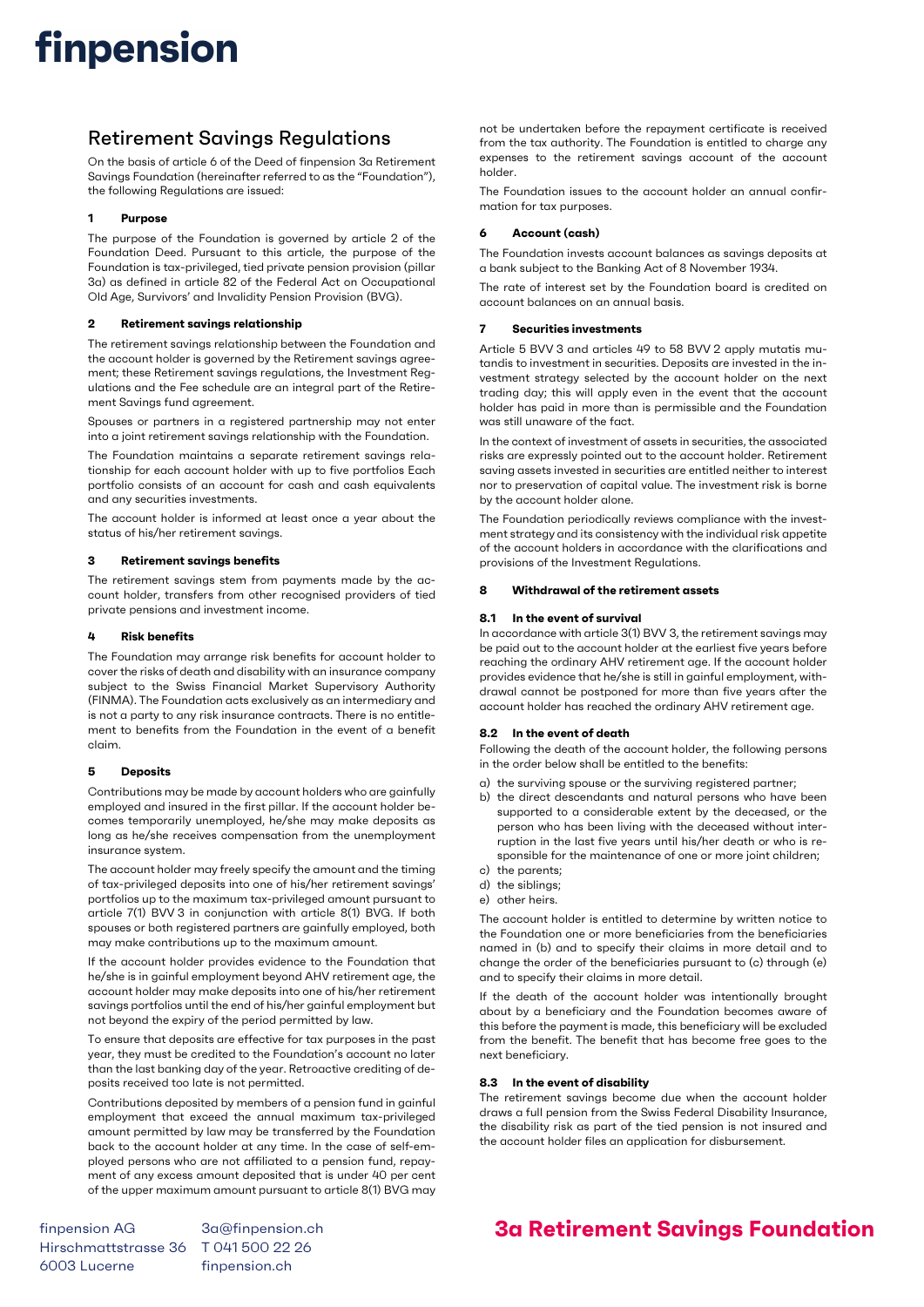# finpension

## Retirement Savings Regulations

On the basis of article 6 of the Deed of finpension 3a Retirement Savings Foundation (hereinafter referred to as the "Foundation"), the following Regulations are issued:

### 1 Purpose

The purpose of the Foundation is governed by article 2 of the Foundation Deed. Pursuant to this article, the purpose of the Foundation is tax-privileged, tied private pension provision (pillar 3a) as defined in article 82 of the Federal Act on Occupational Old Age, Survivors' and Invalidity Pension Provision (BVG).

### 2 Retirement savings relationship

The retirement savings relationship between the Foundation and the account holder is governed by the Retirement savings agreement; these Retirement savings regulations, the Investment Regulations and the Fee schedule are an integral part of the Retirement Savings fund agreement.

Spouses or partners in a registered partnership may not enter into a joint retirement savings relationship with the Foundation.

The Foundation maintains a separate retirement savings relationship for each account holder with up to five portfolios Each portfolio consists of an account for cash and cash equivalents and any securities investments.

The account holder is informed at least once a year about the status of his/her retirement savings.

### 3 Retirement savings benefits

The retirement savings stem from payments made by the account holder, transfers from other recognised providers of tied private pensions and investment income.

### 4 Risk benefits

The Foundation may arrange risk benefits for account holder to cover the risks of death and disability with an insurance company subject to the Swiss Financial Market Supervisory Authority (FINMA). The Foundation acts exclusively as an intermediary and is not a party to any risk insurance contracts. There is no entitlement to benefits from the Foundation in the event of a benefit claim.

### 5 Deposits

Contributions may be made by account holders who are gainfully employed and insured in the first pillar. If the account holder becomes temporarily unemployed, he/she may make deposits as long as he/she receives compensation from the unemployment insurance system.

The account holder may freely specify the amount and the timing of tax-privileged deposits into one of his/her retirement savings' portfolios up to the maximum tax-privileged amount pursuant to article 7(1) BVV 3 in conjunction with article 8(1) BVG. If both spouses or both registered partners are gainfully employed, both may make contributions up to the maximum amount.

If the account holder provides evidence to the Foundation that he/she is in gainful employment beyond AHV retirement age, the account holder may make deposits into one of his/her retirement savings portfolios until the end of his/her gainful employment but not beyond the expiry of the period permitted by law.

To ensure that deposits are effective for tax purposes in the past year, they must be credited to the Foundation's account no later than the last banking day of the year. Retroactive crediting of deposits received too late is not permitted.

Contributions deposited by members of a pension fund in gainful employment that exceed the annual maximum tax-privileged amount permitted by law may be transferred by the Foundation back to the account holder at any time. In the case of self-employed persons who are not affiliated to a pension fund, repayment of any excess amount deposited that is under 40 per cent of the upper maximum amount pursuant to article 8(1) BVG may not be undertaken before the repayment certificate is received from the tax authority. The Foundation is entitled to charge any expenses to the retirement savings account of the account holder.

The Foundation issues to the account holder an annual confirmation for tax purposes.

### 6 Account (cash)

The Foundation invests account balances as savings deposits at a bank subject to the Banking Act of 8 November 1934.

The rate of interest set by the Foundation board is credited on account balances on an annual basis.

### 7 Securities investments

Article 5 BVV 3 and articles 49 to 58 BVV 2 apply mutatis mutandis to investment in securities. Deposits are invested in the investment strategy selected by the account holder on the next trading day; this will apply even in the event that the account holder has paid in more than is permissible and the Foundation was still unaware of the fact.

In the context of investment of assets in securities, the associated risks are expressly pointed out to the account holder. Retirement saving assets invested in securities are entitled neither to interest nor to preservation of capital value. The investment risk is borne by the account holder alone.

The Foundation periodically reviews compliance with the investment strategy and its consistency with the individual risk appetite of the account holders in accordance with the clarifications and provisions of the Investment Regulations.

### 8 Withdrawal of the retirement assets

#### 8.1 In the event of survival

In accordance with article 3(1) BVV 3, the retirement savings may be paid out to the account holder at the earliest five years before reaching the ordinary AHV retirement age. If the account holder provides evidence that he/she is still in gainful employment, withdrawal cannot be postponed for more than five years after the account holder has reached the ordinary AHV retirement age.

#### 8.2 In the event of death

Following the death of the account holder, the following persons in the order below shall be entitled to the benefits:

a) the surviving spouse or the surviving registered partner;
b) the direct descendants and natural persons who have been supported to a considerable extent by the deceased, or the person who has been living with the deceased without interruption in the last five years until his/her death or who is responsible for the maintenance of one or more joint children;
c) the parents;
d) the siblings;
e) other heirs.

The account holder is entitled to determine by written notice to the Foundation one or more beneficiaries from the beneficiaries named in (b) and to specify their claims in more detail and to change the order of the beneficiaries pursuant to (c) through (e) and to specify their claims in more detail.

If the death of the account holder was intentionally brought about by a beneficiary and the Foundation becomes aware of this before the payment is made, this beneficiary will be excluded from the benefit. The benefit that has become free goes to the next beneficiary.

#### 8.3 In the event of disability

The retirement savings become due when the account holder draws a full pension from the Swiss Federal Disability Insurance, the disability risk as part of the tied pension is not insured and the account holder files an application for disbursement.

finpension AG
Hirschmattstrasse 36
6003 Lucerne

3a@finpension.ch
T 041 500 22 26
finpension.ch

**3a Retirement Savings Foundation**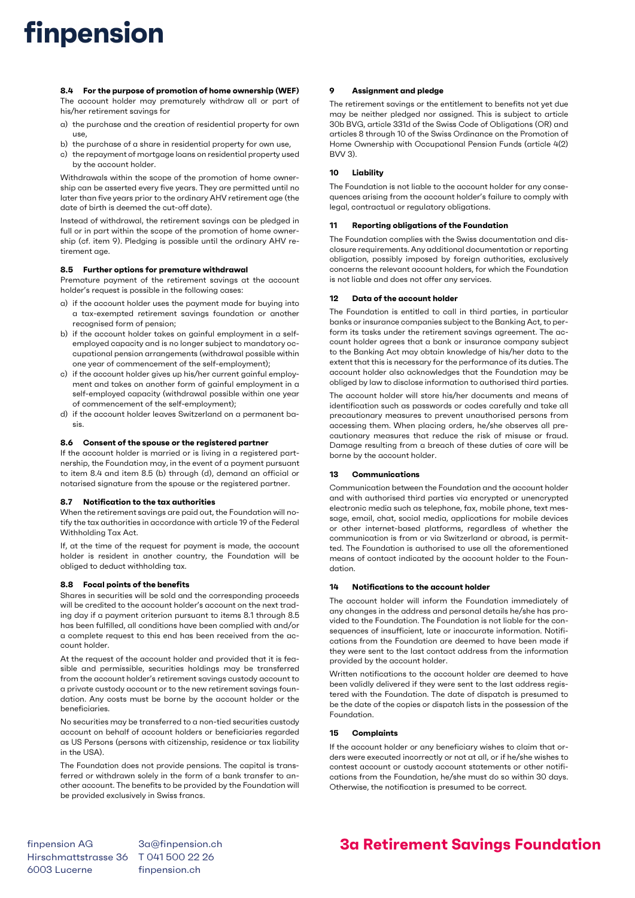#### 8.4 For the purpose of promotion of home ownership (WEF)

The account holder may prematurely withdraw all or part of his/her retirement savings for

a) the purchase and the creation of residential property for own use,
b) the purchase of a share in residential property for own use,
c) the repayment of mortgage loans on residential property used by the account holder.

Withdrawals within the scope of the promotion of home ownership can be asserted every five years. They are permitted until no later than five years prior to the ordinary AHV retirement age (the date of birth is deemed the cut-off date).

Instead of withdrawal, the retirement savings can be pledged in full or in part within the scope of the promotion of home ownership (cf. item 9). Pledging is possible until the ordinary AHV retirement age.

#### 8.5 Further options for premature withdrawal

Premature payment of the retirement savings at the account holder's request is possible in the following cases:

a) if the account holder uses the payment made for buying into a tax-exempted retirement savings foundation or another recognised form of pension;
b) if the account holder takes on gainful employment in a self-employed capacity and is no longer subject to mandatory occupational pension arrangements (withdrawal possible within one year of commencement of the self-employment);
c) if the account holder gives up his/her current gainful employment and takes on another form of gainful employment in a self-employed capacity (withdrawal possible within one year of commencement of the self-employment);
d) if the account holder leaves Switzerland on a permanent basis.

#### 8.6 Consent of the spouse or the registered partner

If the account holder is married or is living in a registered partnership, the Foundation may, in the event of a payment pursuant to item 8.4 and item 8.5 (b) through (d), demand an official or notarised signature from the spouse or the registered partner.

#### 8.7 Notification to the tax authorities

When the retirement savings are paid out, the Foundation will notify the tax authorities in accordance with article 19 of the Federal Withholding Tax Act.

If, at the time of the request for payment is made, the account holder is resident in another country, the Foundation will be obliged to deduct withholding tax.

#### 8.8 Focal points of the benefits

Shares in securities will be sold and the corresponding proceeds will be credited to the account holder's account on the next trading day if a payment criterion pursuant to items 8.1 through 8.5 has been fulfilled, all conditions have been complied with and/or a complete request to this end has been received from the account holder.

At the request of the account holder and provided that it is feasible and permissible, securities holdings may be transferred from the account holder's retirement savings custody account to a private custody account or to the new retirement savings foundation. Any costs must be borne by the account holder or the beneficiaries.

No securities may be transferred to a non-tied securities custody account on behalf of account holders or beneficiaries regarded as US Persons (persons with citizenship, residence or tax liability in the USA).

The Foundation does not provide pensions. The capital is transferred or withdrawn solely in the form of a bank transfer to another account. The benefits to be provided by the Foundation will be provided exclusively in Swiss francs.

### 9 Assignment and pledge

The retirement savings or the entitlement to benefits not yet due may be neither pledged nor assigned. This is subject to article 30b BVG, article 331d of the Swiss Code of Obligations (OR) and articles 8 through 10 of the Swiss Ordinance on the Promotion of Home Ownership with Occupational Pension Funds (article 4(2) BVV 3).

### 10 Liability

The Foundation is not liable to the account holder for any consequences arising from the account holder's failure to comply with legal, contractual or regulatory obligations.

### 11 Reporting obligations of the Foundation

The Foundation complies with the Swiss documentation and disclosure requirements. Any additional documentation or reporting obligation, possibly imposed by foreign authorities, exclusively concerns the relevant account holders, for which the Foundation is not liable and does not offer any services.

### 12 Data of the account holder

The Foundation is entitled to call in third parties, in particular banks or insurance companies subject to the Banking Act, to perform its tasks under the retirement savings agreement. The account holder agrees that a bank or insurance company subject to the Banking Act may obtain knowledge of his/her data to the extent that this is necessary for the performance of its duties. The account holder also acknowledges that the Foundation may be obliged by law to disclose information to authorised third parties.

The account holder will store his/her documents and means of identification such as passwords or codes carefully and take all precautionary measures to prevent unauthorised persons from accessing them. When placing orders, he/she observes all precautionary measures that reduce the risk of misuse or fraud. Damage resulting from a breach of these duties of care will be borne by the account holder.

### 13 Communications

Communication between the Foundation and the account holder and with authorised third parties via encrypted or unencrypted electronic media such as telephone, fax, mobile phone, text message, email, chat, social media, applications for mobile devices or other internet-based platforms, regardless of whether the communication is from or via Switzerland or abroad, is permitted. The Foundation is authorised to use all the aforementioned means of contact indicated by the account holder to the Foundation.

### 14 Notifications to the account holder

The account holder will inform the Foundation immediately of any changes in the address and personal details he/she has provided to the Foundation. The Foundation is not liable for the consequences of insufficient, late or inaccurate information. Notifications from the Foundation are deemed to have been made if they were sent to the last contact address from the information provided by the account holder.

Written notifications to the account holder are deemed to have been validly delivered if they were sent to the last address registered with the Foundation. The date of dispatch is presumed to be the date of the copies or dispatch lists in the possession of the Foundation.

### 15 Complaints

If the account holder or any beneficiary wishes to claim that orders were executed incorrectly or not at all, or if he/she wishes to contest account or custody account statements or other notifications from the Foundation, he/she must do so within 30 days. Otherwise, the notification is presumed to be correct.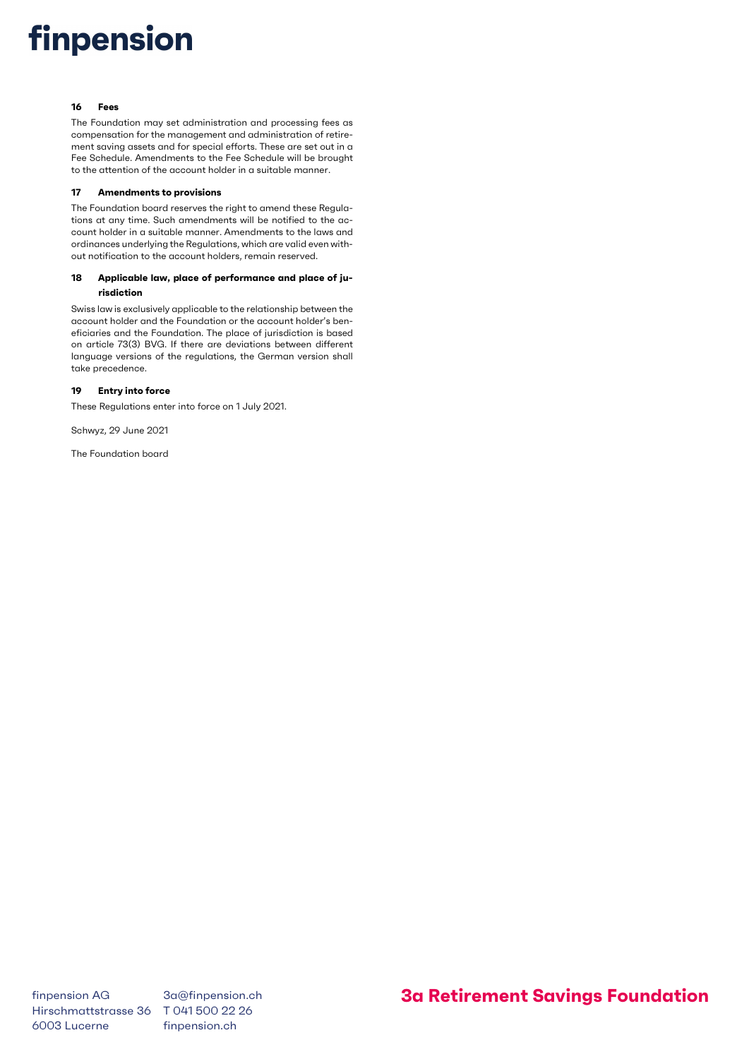## 16 Fees

The Foundation may set administration and processing fees as compensation for the management and administration of retirement saving assets and for special efforts. These are set out in a Fee Schedule. Amendments to the Fee Schedule will be brought to the attention of the account holder in a suitable manner.

## 17 Amendments to provisions

The Foundation board reserves the right to amend these Regulations at any time. Such amendments will be notified to the account holder in a suitable manner. Amendments to the laws and ordinances underlying the Regulations, which are valid even without notification to the account holders, remain reserved.

## 18 Applicable law, place of performance and place of jurisdiction

Swiss law is exclusively applicable to the relationship between the account holder and the Foundation or the account holder's beneficiaries and the Foundation. The place of jurisdiction is based on article 73(3) BVG. If there are deviations between different language versions of the regulations, the German version shall take precedence.

## 19 Entry into force

These Regulations enter into force on 1 July 2021.

Schwyz, 29 June 2021

The Foundation board